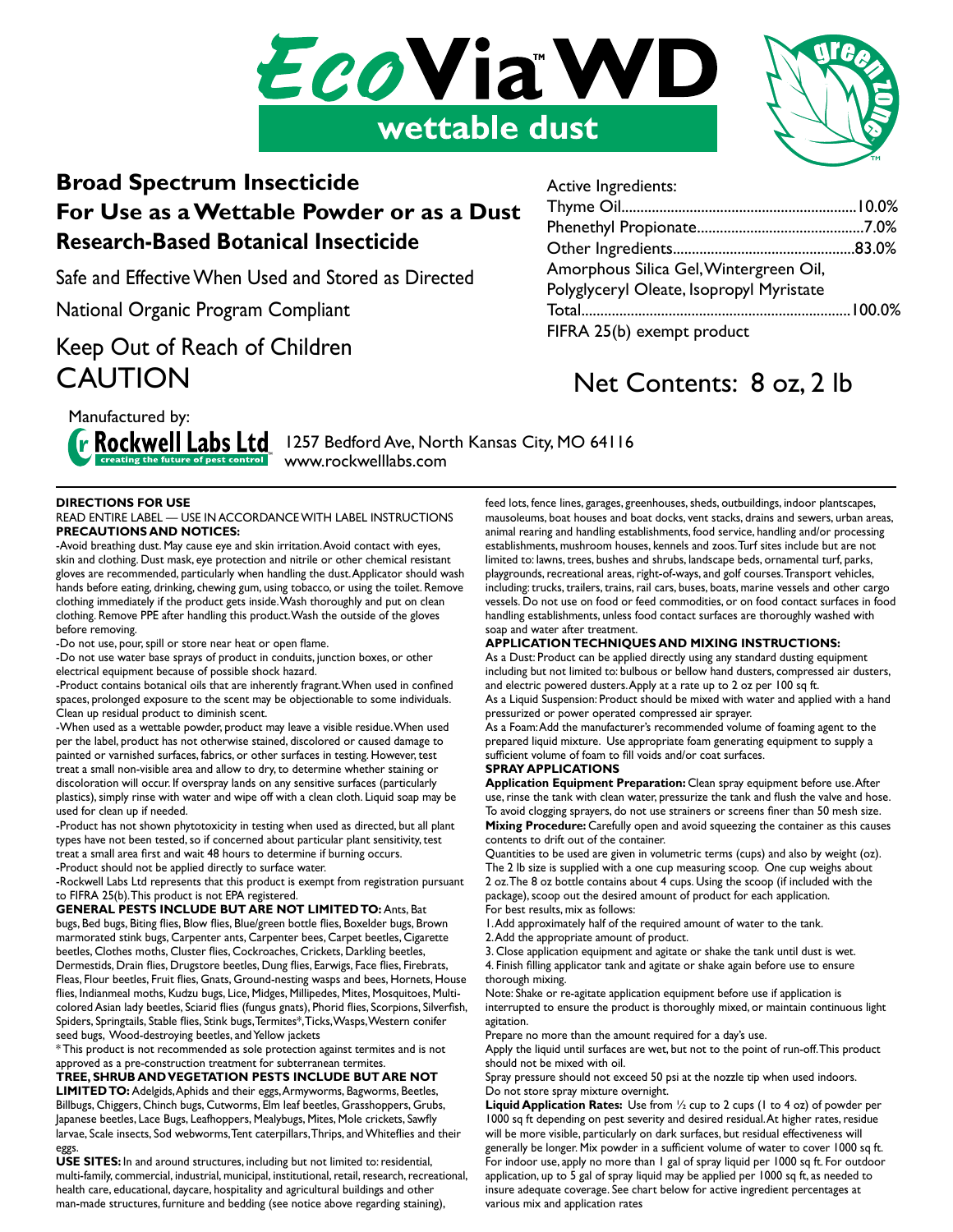# EcoVia™ WD

## wettable dust

green zone™

**Broad Spectrum Insecticide**
**For Use as a Wettable Powder or as a Dust**
**Research-Based Botanical Insecticide**

Safe and Effective When Used and Stored as Directed

National Organic Program Compliant

Keep Out of Reach of Children

CAUTION

Active Ingredients:

| | |
|---|---|
| Thyme Oil | 10.0% |
| Phenethyl Propionate | 7.0% |
| Other Ingredients | 83.0% |
| Amorphous Silica Gel, Wintergreen Oil, Polyglyceryl Oleate, Isopropyl Myristate | |
| Total | 100.0% |

FIFRA 25(b) exempt product

Net Contents: 8 oz, 2 lb

Manufactured by:
Rockwell Labs Ltd — creating the future of pest control
1257 Bedford Ave, North Kansas City, MO 64116
www.rockwelllabs.com

**DIRECTIONS FOR USE**

READ ENTIRE LABEL — USE IN ACCORDANCE WITH LABEL INSTRUCTIONS

**PRECAUTIONS AND NOTICES:**

-Avoid breathing dust. May cause eye and skin irritation. Avoid contact with eyes, skin and clothing. Dust mask, eye protection and nitrile or other chemical resistant gloves are recommended, particularly when handling the dust. Applicator should wash hands before eating, drinking, chewing gum, using tobacco, or using the toilet. Remove clothing immediately if the product gets inside. Wash thoroughly and put on clean clothing. Remove PPE after handling this product. Wash the outside of the gloves before removing.

-Do not use, pour, spill or store near heat or open flame.

-Do not use water base sprays of product in conduits, junction boxes, or other electrical equipment because of possible shock hazard.

-Product contains botanical oils that are inherently fragrant. When used in confined spaces, prolonged exposure to the scent may be objectionable to some individuals. Clean up residual product to diminish scent.

-When used as a wettable powder, product may leave a visible residue. When used per the label, product has not otherwise stained, discolored or caused damage to painted or varnished surfaces, fabrics, or other surfaces in testing. However, test treat a small non-visible area and allow to dry, to determine whether staining or discoloration will occur. If overspray lands on any sensitive surfaces (particularly plastics), simply rinse with water and wipe off with a clean cloth. Liquid soap may be used for clean up if needed.

-Product has not shown phytotoxicity in testing when used as directed, but all plant types have not been tested, so if concerned about particular plant sensitivity, test treat a small area first and wait 48 hours to determine if burning occurs.

-Product should not be applied directly to surface water.

-Rockwell Labs Ltd represents that this product is exempt from registration pursuant to FIFRA 25(b). This product is not EPA registered.

**GENERAL PESTS INCLUDE BUT ARE NOT LIMITED TO:** Ants, Bat bugs, Bed bugs, Biting flies, Blow flies, Blue/green bottle flies, Boxelder bugs, Brown marmorated stink bugs, Carpenter ants, Carpenter bees, Carpet beetles, Cigarette beetles, Clothes moths, Cluster flies, Cockroaches, Crickets, Darkling beetles, Dermestids, Drain flies, Drugstore beetles, Dung flies, Earwigs, Face flies, Firebrats, Fleas, Flour beetles, Fruit flies, Gnats, Ground-nesting wasps and bees, Hornets, House flies, Indianmeal moths, Kudzu bugs, Lice, Midges, Millipedes, Mites, Mosquitoes, Multi-colored Asian lady beetles, Sciarid flies (fungus gnats), Phorid flies, Scorpions, Silverfish, Spiders, Springtails, Stable flies, Stink bugs, Termites*, Ticks, Wasps, Western conifer seed bugs, Wood-destroying beetles, and Yellow jackets

*This product is not recommended as sole protection against termites and is not approved as a pre-construction treatment for subterranean termites.

**TREE, SHRUB AND VEGETATION PESTS INCLUDE BUT ARE NOT LIMITED TO:** Adelgids, Aphids and their eggs, Armyworms, Bagworms, Beetles, Billbugs, Chiggers, Chinch bugs, Cutworms, Elm leaf beetles, Grasshoppers, Grubs, Japanese beetles, Lace Bugs, Leafhoppers, Mealybugs, Mites, Mole crickets, Sawfly larvae, Scale insects, Sod webworms, Tent caterpillars, Thrips, and Whiteflies and their eggs.

**USE SITES:** In and around structures, including but not limited to: residential, multi-family, commercial, industrial, municipal, institutional, retail, research, recreational, health care, educational, daycare, hospitality and agricultural buildings and other man-made structures, furniture and bedding (see notice above regarding staining), feed lots, fence lines, garages, greenhouses, sheds, outbuildings, indoor plantscapes, mausoleums, boat houses and boat docks, vent stacks, drains and sewers, urban areas, animal rearing and handling establishments, food service, handling and/or processing establishments, mushroom houses, kennels and zoos. Turf sites include but are not limited to: lawns, trees, bushes and shrubs, landscape beds, ornamental turf, parks, playgrounds, recreational areas, right-of-ways, and golf courses. Transport vehicles, including: trucks, trailers, trains, rail cars, buses, boats, marine vessels and other cargo vessels. Do not use on food or feed commodities, or on food contact surfaces in food handling establishments, unless food contact surfaces are thoroughly washed with soap and water after treatment.

**APPLICATION TECHNIQUES AND MIXING INSTRUCTIONS:**

As a Dust: Product can be applied directly using any standard dusting equipment including but not limited to: bulbous or bellow hand dusters, compressed air dusters, and electric powered dusters. Apply at a rate up to 2 oz per 100 sq ft.

As a Liquid Suspension: Product should be mixed with water and applied with a hand pressurized or power operated compressed air sprayer.

As a Foam: Add the manufacturer's recommended volume of foaming agent to the prepared liquid mixture. Use appropriate foam generating equipment to supply a sufficient volume of foam to fill voids and/or coat surfaces.

**SPRAY APPLICATIONS**

**Application Equipment Preparation:** Clean spray equipment before use. After use, rinse the tank with clean water, pressurize the tank and flush the valve and hose. To avoid clogging sprayers, do not use strainers or screens finer than 50 mesh size.

**Mixing Procedure:** Carefully open and avoid squeezing the container as this causes contents to drift out of the container.

Quantities to be used are given in volumetric terms (cups) and also by weight (oz). The 2 lb size is supplied with a one cup measuring scoop. One cup weighs about 2 oz. The 8 oz bottle contains about 4 cups. Using the scoop (if included with the package), scoop out the desired amount of product for each application.

For best results, mix as follows:

1. Add approximately half of the required amount of water to the tank.
2. Add the appropriate amount of product.
3. Close application equipment and agitate or shake the tank until dust is wet.
4. Finish filling applicator tank and agitate or shake again before use to ensure thorough mixing.

Note: Shake or re-agitate application equipment before use if application is interrupted to ensure the product is thoroughly mixed, or maintain continuous light agitation.

Prepare no more than the amount required for a day's use.

Apply the liquid until surfaces are wet, but not to the point of run-off. This product should not be mixed with oil.

Spray pressure should not exceed 50 psi at the nozzle tip when used indoors.

Do not store spray mixture overnight.

**Liquid Application Rates:** Use from ½ cup to 2 cups (1 to 4 oz) of powder per 1000 sq ft depending on pest severity and desired residual. At higher rates, residue will be more visible, particularly on dark surfaces, but residual effectiveness will generally be longer. Mix powder in a sufficient volume of water to cover 1000 sq ft. For indoor use, apply no more than 1 gal of spray liquid per 1000 sq ft. For outdoor application, up to 5 gal of spray liquid may be applied per 1000 sq ft, as needed to insure adequate coverage. See chart below for active ingredient percentages at various mix and application rates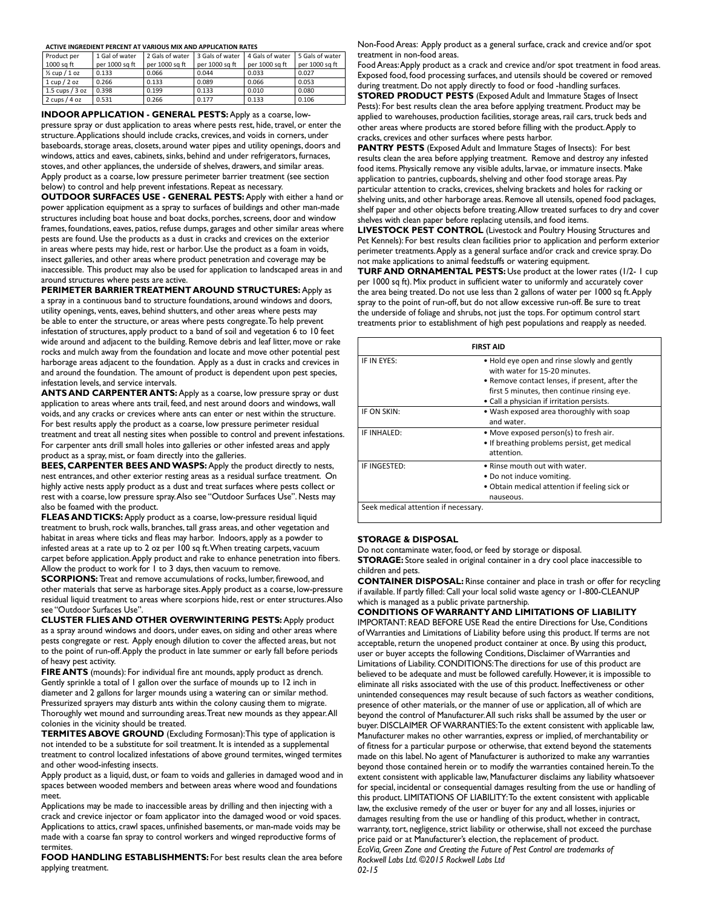**ACTIVE INGREDIENT PERCENT AT VARIOUS MIX AND APPLICATION RATES**

| Product per 1000 sq ft | 1 Gal of water per 1000 sq ft | 2 Gals of water per 1000 sq ft | 3 Gals of water per 1000 sq ft | 4 Gals of water per 1000 sq ft | 5 Gals of water per 1000 sq ft |
|---|---|---|---|---|---|
| ½ cup / 1 oz | 0.133 | 0.066 | 0.044 | 0.033 | 0.027 |
| 1 cup / 2 oz | 0.266 | 0.133 | 0.089 | 0.066 | 0.053 |
| 1.5 cups / 3 oz | 0.398 | 0.199 | 0.133 | 0.010 | 0.080 |
| 2 cups / 4 oz | 0.531 | 0.266 | 0.177 | 0.133 | 0.106 |

**INDOOR APPLICATION - GENERAL PESTS:** Apply as a coarse, low-pressure spray or dust application to areas where pests rest, hide, travel, or enter the structure. Applications should include cracks, crevices, and voids in corners, under baseboards, storage areas, closets, around water pipes and utility openings, doors and windows, attics and eaves, cabinets, sinks, behind and under refrigerators, furnaces, stoves, and other appliances, the underside of shelves, drawers, and similar areas. Apply product as a coarse, low pressure perimeter barrier treatment (see section below) to control and help prevent infestations. Repeat as necessary.

**OUTDOOR SURFACES USE - GENERAL PESTS:** Apply with either a hand or power application equipment as a spray to surfaces of buildings and other man-made structures including boat house and boat docks, porches, screens, door and window frames, foundations, eaves, patios, refuse dumps, garages and other similar areas where pests are found. Use the products as a dust in cracks and crevices on the exterior in areas where pests may hide, rest or harbor. Use the product as a foam in voids, insect galleries, and other areas where product penetration and coverage may be inaccessible. This product may also be used for application to landscaped areas in and around structures where pests are active.

**PERIMETER BARRIER TREATMENT AROUND STRUCTURES:** Apply as a spray in a continuous band to structure foundations, around windows and doors, utility openings, vents, eaves, behind shutters, and other areas where pests may be able to enter the structure, or areas where pests congregate. To help prevent infestation of structures, apply product to a band of soil and vegetation 6 to 10 feet wide around and adjacent to the building. Remove debris and leaf litter, move or rake rocks and mulch away from the foundation and locate and move other potential pest harborage areas adjacent to the foundation. Apply as a dust in cracks and crevices in and around the foundation. The amount of product is dependent upon pest species, infestation levels, and service intervals.

**ANTS AND CARPENTER ANTS:** Apply as a coarse, low pressure spray or dust application to areas where ants trail, feed, and nest around doors and windows, wall voids, and any cracks or crevices where ants can enter or nest within the structure. For best results apply the product as a coarse, low pressure perimeter residual treatment and treat all nesting sites when possible to control and prevent infestations. For carpenter ants drill small holes into galleries or other infested areas and apply product as a spray, mist, or foam directly into the galleries.

**BEES, CARPENTER BEES AND WASPS:** Apply the product directly to nests, nest entrances, and other exterior resting areas as a residual surface treatment. On highly active nests apply product as a dust and treat surfaces where pests collect or rest with a coarse, low pressure spray. Also see "Outdoor Surfaces Use". Nests may also be foamed with the product.

**FLEAS AND TICKS:** Apply product as a coarse, low-pressure residual liquid treatment to brush, rock walls, branches, tall grass areas, and other vegetation and habitat in areas where ticks and fleas may harbor. Indoors, apply as a powder to infested areas at a rate up to 2 oz per 100 sq ft. When treating carpets, vacuum carpet before application. Apply product and rake to enhance penetration into fibers. Allow the product to work for 1 to 3 days, then vacuum to remove.

**SCORPIONS:** Treat and remove accumulations of rocks, lumber, firewood, and other materials that serve as harborage sites. Apply product as a coarse, low-pressure residual liquid treatment to areas where scorpions hide, rest or enter structures. Also see "Outdoor Surfaces Use".

**CLUSTER FLIES AND OTHER OVERWINTERING PESTS:** Apply product as a spray around windows and doors, under eaves, on siding and other areas where pests congregate or rest. Apply enough dilution to cover the affected areas, but not to the point of run-off. Apply the product in late summer or early fall before periods of heavy pest activity.

**FIRE ANTS** (mounds): For individual fire ant mounds, apply product as drench. Gently sprinkle a total of 1 gallon over the surface of mounds up to 12 inch in diameter and 2 gallons for larger mounds using a watering can or similar method. Pressurized sprayers may disturb ants within the colony causing them to migrate. Thoroughly wet mound and surrounding areas. Treat new mounds as they appear. All colonies in the vicinity should be treated.

**TERMITES ABOVE GROUND** (Excluding Formosan): This type of application is not intended to be a substitute for soil treatment. It is intended as a supplemental treatment to control localized infestations of above ground termites, winged termites and other wood-infesting insects.

Apply product as a liquid, dust, or foam to voids and galleries in damaged wood and in spaces between wooded members and between areas where wood and foundations meet.

Applications may be made to inaccessible areas by drilling and then injecting with a crack and crevice injector or foam applicator into the damaged wood or void spaces. Applications to attics, crawl spaces, unfinished basements, or man-made voids may be made with a coarse fan spray to control workers and winged reproductive forms of termites.

**FOOD HANDLING ESTABLISHMENTS:** For best results clean the area before applying treatment.

Non-Food Areas: Apply product as a general surface, crack and crevice and/or spot treatment in non-food areas.

Food Areas: Apply product as a crack and crevice and/or spot treatment in food areas. Exposed food, food processing surfaces, and utensils should be covered or removed during treatment. Do not apply directly to food or food -handling surfaces.

**STORED PRODUCT PESTS** (Exposed Adult and Immature Stages of Insect Pests): For best results clean the area before applying treatment. Product may be applied to warehouses, production facilities, storage areas, rail cars, truck beds and other areas where products are stored before filling with the product. Apply to cracks, crevices and other surfaces where pests harbor.

**PANTRY PESTS** (Exposed Adult and Immature Stages of Insects): For best results clean the area before applying treatment. Remove and destroy any infested food items. Physically remove any visible adults, larvae, or immature insects. Make application to pantries, cupboards, shelving and other food storage areas. Pay particular attention to cracks, crevices, shelving brackets and holes for racking or shelving units, and other harborage areas. Remove all utensils, opened food packages, shelf paper and other objects before treating. Allow treated surfaces to dry and cover shelves with clean paper before replacing utensils, and food items.

**LIVESTOCK PEST CONTROL** (Livestock and Poultry Housing Structures and Pet Kennels): For best results clean facilities prior to application and perform exterior perimeter treatments. Apply as a general surface and/or crack and crevice spray. Do not make applications to animal feedstuffs or watering equipment.

**TURF AND ORNAMENTAL PESTS:** Use product at the lower rates (1/2- 1 cup per 1000 sq ft). Mix product in sufficient water to uniformly and accurately cover the area being treated. Do not use less than 2 gallons of water per 1000 sq ft. Apply spray to the point of run-off, but do not allow excessive run-off. Be sure to treat the underside of foliage and shrubs, not just the tops. For optimum control start treatments prior to establishment of high pest populations and reapply as needed.

| FIRST AID | |
|---|---|
| IF IN EYES: | • Hold eye open and rinse slowly and gently with water for 15-20 minutes.<br>• Remove contact lenses, if present, after the first 5 minutes, then continue rinsing eye.<br>• Call a physician if irritation persists. |
| IF ON SKIN: | • Wash exposed area thoroughly with soap and water. |
| IF INHALED: | • Move exposed person(s) to fresh air.<br>• If breathing problems persist, get medical attention. |
| IF INGESTED: | • Rinse mouth out with water.<br>• Do not induce vomiting.<br>• Obtain medical attention if feeling sick or nauseous. |
| Seek medical attention if necessary. | |

**STORAGE & DISPOSAL**

Do not contaminate water, food, or feed by storage or disposal.

**STORAGE:** Store sealed in original container in a dry cool place inaccessible to children and pets.

**CONTAINER DISPOSAL:** Rinse container and place in trash or offer for recycling if available. If partly filled: Call your local solid waste agency or 1-800-CLEANUP which is managed as a public private partnership.

**CONDITIONS OF WARRANTY AND LIMITATIONS OF LIABILITY**

IMPORTANT: READ BEFORE USE Read the entire Directions for Use, Conditions of Warranties and Limitations of Liability before using this product. If terms are not acceptable, return the unopened product container at once. By using this product, user or buyer accepts the following Conditions, Disclaimer of Warranties and Limitations of Liability. CONDITIONS: The directions for use of this product are believed to be adequate and must be followed carefully. However, it is impossible to eliminate all risks associated with the use of this product. Ineffectiveness or other unintended consequences may result because of such factors as weather conditions, presence of other materials, or the manner of use or application, all of which are beyond the control of Manufacturer. All such risks shall be assumed by the user or buyer. DISCLAIMER OF WARRANTIES: To the extent consistent with applicable law, Manufacturer makes no other warranties, express or implied, of merchantability or of fitness for a particular purpose or otherwise, that extend beyond the statements made on this label. No agent of Manufacturer is authorized to make any warranties beyond those contained herein or to modify the warranties contained herein. To the extent consistent with applicable law, Manufacturer disclaims any liability whatsoever for special, incidental or consequential damages resulting from the use or handling of this product. LIMITATIONS OF LIABILITY: To the extent consistent with applicable law, the exclusive remedy of the user or buyer for any and all losses, injuries or damages resulting from the use or handling of this product, whether in contract, warranty, tort, negligence, strict liability or otherwise, shall not exceed the purchase price paid or at Manufacturer's election, the replacement of product.

*EcoVia, Green Zone and Creating the Future of Pest Control are trademarks of Rockwell Labs Ltd. ©2015 Rockwell Labs Ltd*

*02-15*